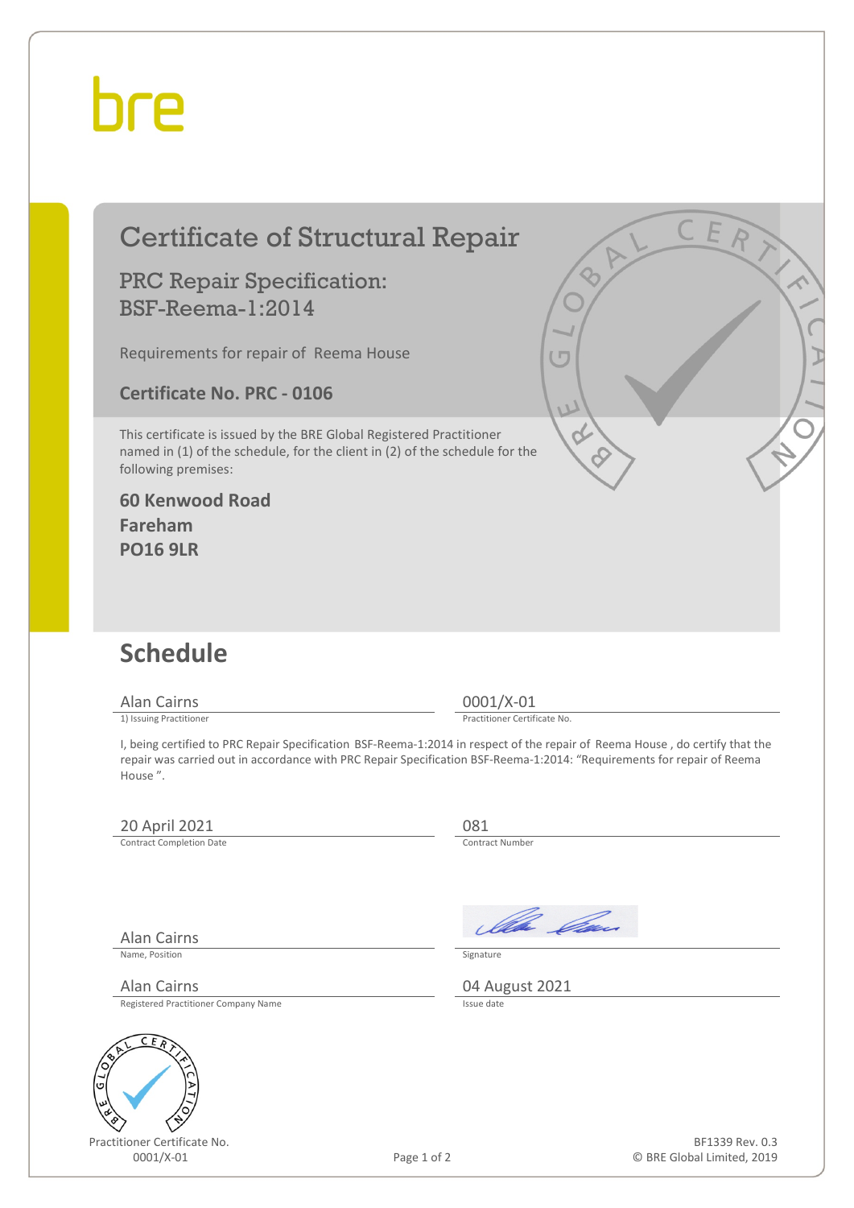bre

# Certificate of Structural Repair

## PRC Repair Specification: BSF-Reema-1:2014

Requirements for repair of Reema House

**Certificate No. PRC - 0106**

This certificate is issued by the BRE Global Registered Practitioner named in (1) of the schedule, for the client in (2) of the schedule for the following premises:

**60 Kenwood Road**
**Fareham**
**PO16 9LR**

## Schedule

| | |
|---|---|
| Alan Cairns | 0001/X-01 |
| 1) Issuing Practitioner | Practitioner Certificate No. |

I, being certified to PRC Repair Specification BSF-Reema-1:2014 in respect of the repair of Reema House , do certify that the repair was carried out in accordance with PRC Repair Specification BSF-Reema-1:2014: "Requirements for repair of Reema House ".

| | |
|---|---|
| 20 April 2021 | 081 |
| Contract Completion Date | Contract Number |

| | |
|---|---|
| Alan Cairns | |
| Name, Position | Signature |
| Alan Cairns | 04 August 2021 |
| Registered Practitioner Company Name | Issue date |

Practitioner Certificate No.
0001/X-01

BF1339 Rev. 0.3
© BRE Global Limited, 2019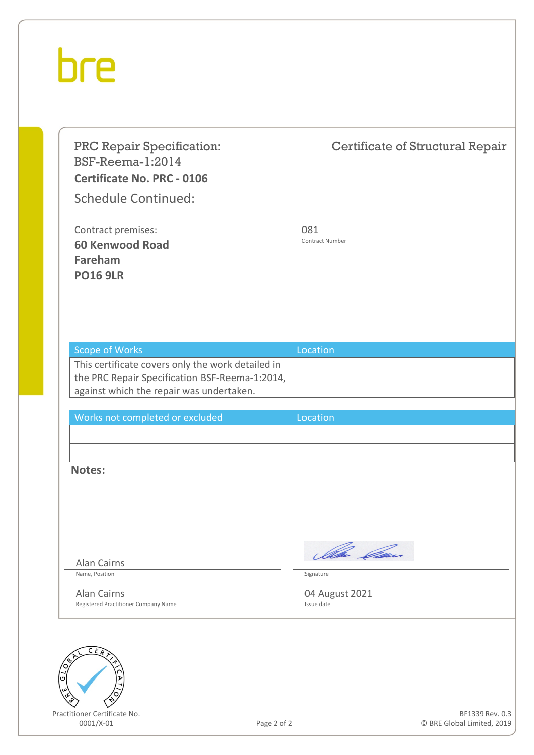bre

PRC Repair Specification:
BSF-Reema-1:2014

**Certificate No. PRC - 0106**

Certificate of Structural Repair

## Schedule Continued:

Contract premises:

**60 Kenwood Road**
**Fareham**
**PO16 9LR**

081
Contract Number

| Scope of Works | Location |
|---|---|
| This certificate covers only the work detailed in the PRC Repair Specification BSF-Reema-1:2014, against which the repair was undertaken. | |

| Works not completed or excluded | Location |
|---|---|
| | |
| | |

**Notes:**

Alan Cairns
Name, Position

Signature

Alan Cairns
Registered Practitioner Company Name

04 August 2021
Issue date

BRE GLOBAL CERTIFICATION

Practitioner Certificate No.
0001/X-01

BF1339 Rev. 0.3
© BRE Global Limited, 2019